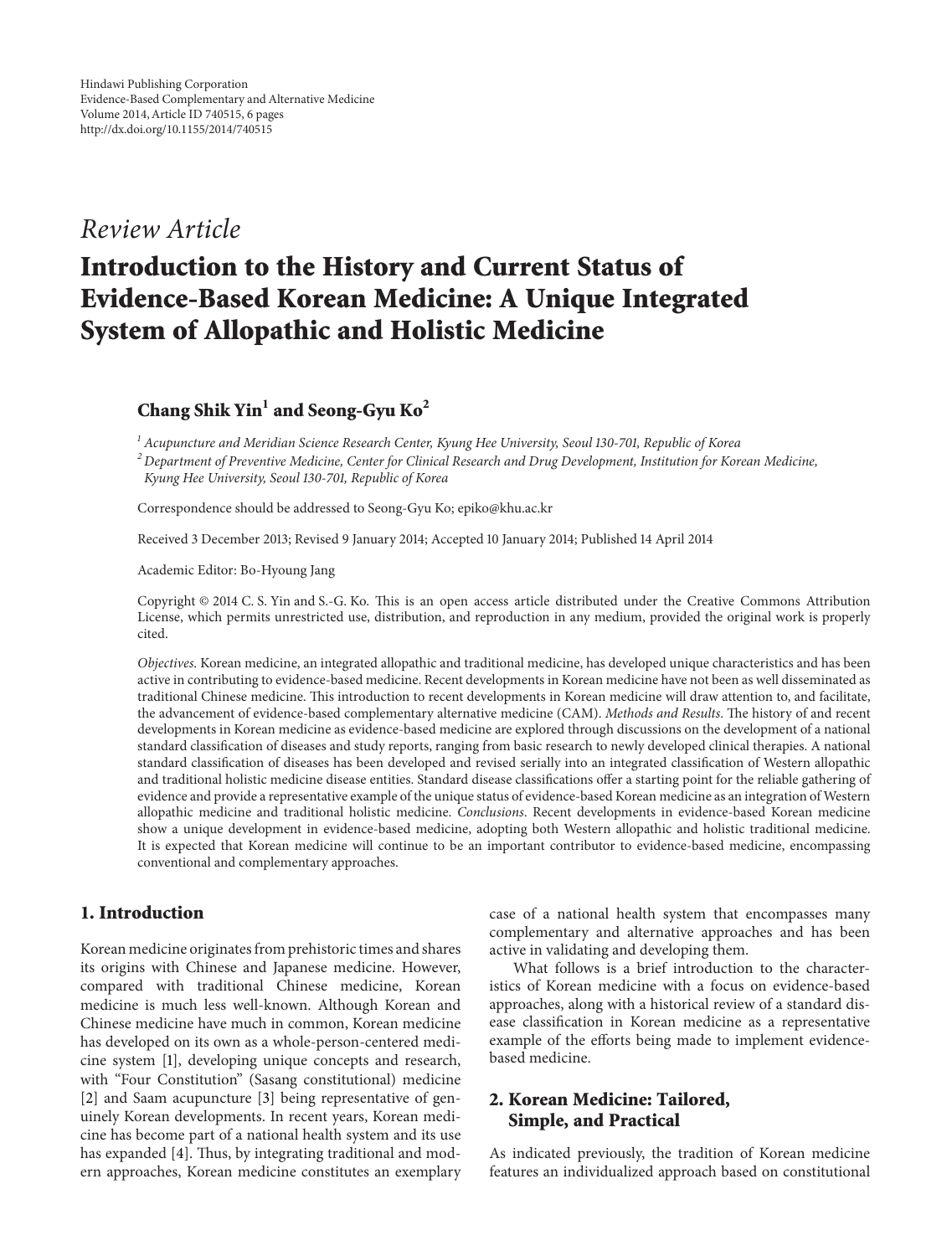Hindawi Publishing Corporation
Evidence-Based Complementary and Alternative Medicine
Volume 2014, Article ID 740515, 6 pages
http://dx.doi.org/10.1155/2014/740515

*Review Article*

# Introduction to the History and Current Status of Evidence-Based Korean Medicine: A Unique Integrated System of Allopathic and Holistic Medicine

**Chang Shik Yin[1] and Seong-Gyu Ko[2]**

[1] *Acupuncture and Meridian Science Research Center, Kyung Hee University, Seoul 130-701, Republic of Korea*
[2] *Department of Preventive Medicine, Center for Clinical Research and Drug Development, Institution for Korean Medicine, Kyung Hee University, Seoul 130-701, Republic of Korea*

Correspondence should be addressed to Seong-Gyu Ko; epiko@khu.ac.kr

Received 3 December 2013; Revised 9 January 2014; Accepted 10 January 2014; Published 14 April 2014

Academic Editor: Bo-Hyoung Jang

Copyright © 2014 C. S. Yin and S.-G. Ko. This is an open access article distributed under the Creative Commons Attribution License, which permits unrestricted use, distribution, and reproduction in any medium, provided the original work is properly cited.

*Objectives*. Korean medicine, an integrated allopathic and traditional medicine, has developed unique characteristics and has been active in contributing to evidence-based medicine. Recent developments in Korean medicine have not been as well disseminated as traditional Chinese medicine. This introduction to recent developments in Korean medicine will draw attention to, and facilitate, the advancement of evidence-based complementary alternative medicine (CAM). *Methods and Results*. The history of and recent developments in Korean medicine as evidence-based medicine are explored through discussions on the development of a national standard classification of diseases and study reports, ranging from basic research to newly developed clinical therapies. A national standard classification of diseases has been developed and revised serially into an integrated classification of Western allopathic and traditional holistic medicine disease entities. Standard disease classifications offer a starting point for the reliable gathering of evidence and provide a representative example of the unique status of evidence-based Korean medicine as an integration of Western allopathic medicine and traditional holistic medicine. *Conclusions*. Recent developments in evidence-based Korean medicine show a unique development in evidence-based medicine, adopting both Western allopathic and holistic traditional medicine. It is expected that Korean medicine will continue to be an important contributor to evidence-based medicine, encompassing conventional and complementary approaches.

## 1. Introduction

Korean medicine originates from prehistoric times and shares its origins with Chinese and Japanese medicine. However, compared with traditional Chinese medicine, Korean medicine is much less well-known. Although Korean and Chinese medicine have much in common, Korean medicine has developed on its own as a whole-person-centered medicine system [1], developing unique concepts and research, with "Four Constitution" (Sasang constitutional) medicine [2] and Saam acupuncture [3] being representative of genuinely Korean developments. In recent years, Korean medicine has become part of a national health system and its use has expanded [4]. Thus, by integrating traditional and modern approaches, Korean medicine constitutes an exemplary case of a national health system that encompasses many complementary and alternative approaches and has been active in validating and developing them.

What follows is a brief introduction to the characteristics of Korean medicine with a focus on evidence-based approaches, along with a historical review of a standard disease classification in Korean medicine as a representative example of the efforts being made to implement evidence-based medicine.

## 2. Korean Medicine: Tailored, Simple, and Practical

As indicated previously, the tradition of Korean medicine features an individualized approach based on constitutional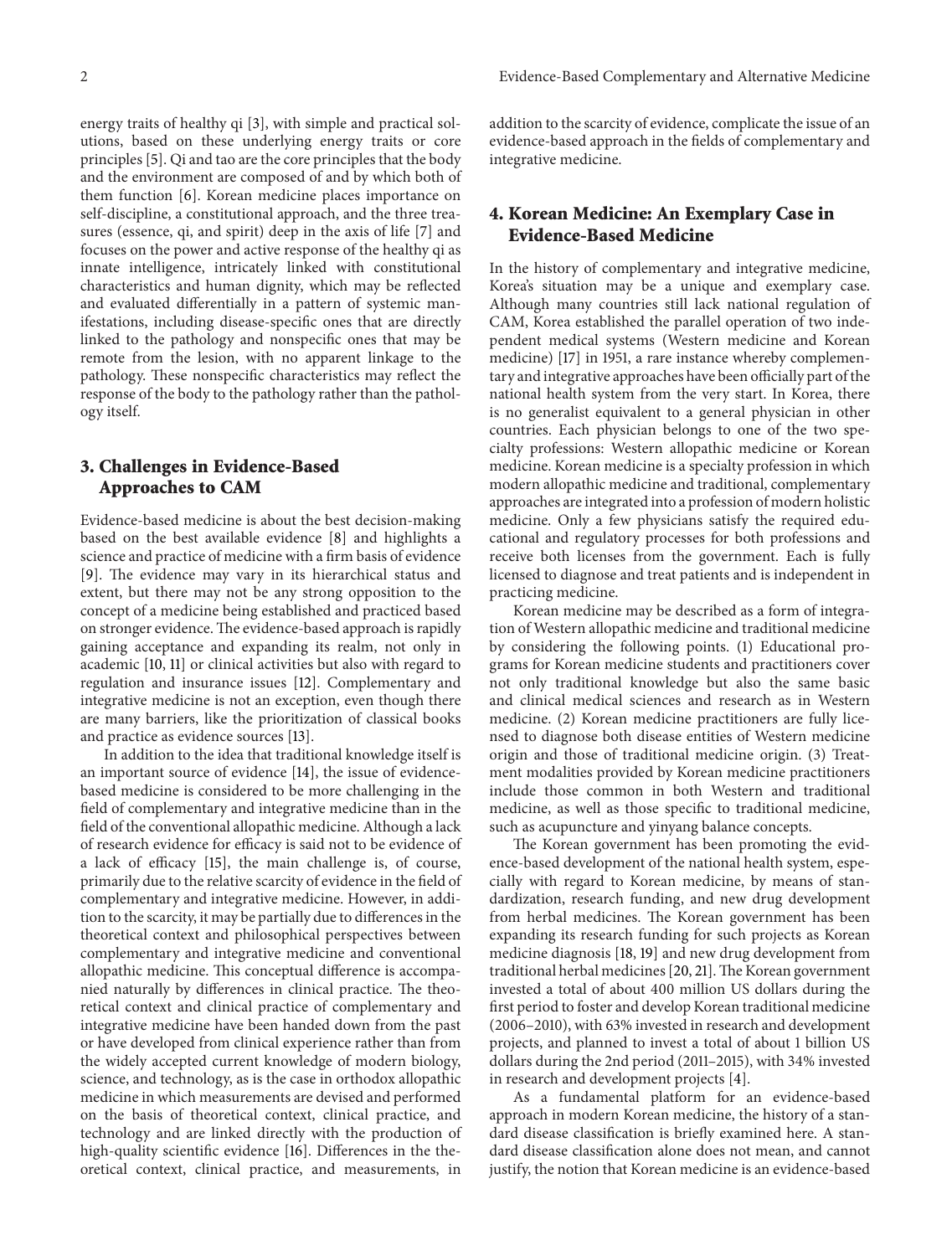energy traits of healthy qi [3], with simple and practical solutions, based on these underlying energy traits or core principles [5]. Qi and tao are the core principles that the body and the environment are composed of and by which both of them function [6]. Korean medicine places importance on self-discipline, a constitutional approach, and the three treasures (essence, qi, and spirit) deep in the axis of life [7] and focuses on the power and active response of the healthy qi as innate intelligence, intricately linked with constitutional characteristics and human dignity, which may be reflected and evaluated differentially in a pattern of systemic manifestations, including disease-specific ones that are directly linked to the pathology and nonspecific ones that may be remote from the lesion, with no apparent linkage to the pathology. These nonspecific characteristics may reflect the response of the body to the pathology rather than the pathology itself.

## 3. Challenges in Evidence-Based Approaches to CAM

Evidence-based medicine is about the best decision-making based on the best available evidence [8] and highlights a science and practice of medicine with a firm basis of evidence [9]. The evidence may vary in its hierarchical status and extent, but there may not be any strong opposition to the concept of a medicine being established and practiced based on stronger evidence. The evidence-based approach is rapidly gaining acceptance and expanding its realm, not only in academic [10, 11] or clinical activities but also with regard to regulation and insurance issues [12]. Complementary and integrative medicine is not an exception, even though there are many barriers, like the prioritization of classical books and practice as evidence sources [13].

In addition to the idea that traditional knowledge itself is an important source of evidence [14], the issue of evidence-based medicine is considered to be more challenging in the field of complementary and integrative medicine than in the field of the conventional allopathic medicine. Although a lack of research evidence for efficacy is said not to be evidence of a lack of efficacy [15], the main challenge is, of course, primarily due to the relative scarcity of evidence in the field of complementary and integrative medicine. However, in addition to the scarcity, it may be partially due to differences in the theoretical context and philosophical perspectives between complementary and integrative medicine and conventional allopathic medicine. This conceptual difference is accompanied naturally by differences in clinical practice. The theoretical context and clinical practice of complementary and integrative medicine have been handed down from the past or have developed from clinical experience rather than from the widely accepted current knowledge of modern biology, science, and technology, as is the case in orthodox allopathic medicine in which measurements are devised and performed on the basis of theoretical context, clinical practice, and technology and are linked directly with the production of high-quality scientific evidence [16]. Differences in the theoretical context, clinical practice, and measurements, in addition to the scarcity of evidence, complicate the issue of an evidence-based approach in the fields of complementary and integrative medicine.

## 4. Korean Medicine: An Exemplary Case in Evidence-Based Medicine

In the history of complementary and integrative medicine, Korea's situation may be a unique and exemplary case. Although many countries still lack national regulation of CAM, Korea established the parallel operation of two independent medical systems (Western medicine and Korean medicine) [17] in 1951, a rare instance whereby complementary and integrative approaches have been officially part of the national health system from the very start. In Korea, there is no generalist equivalent to a general physician in other countries. Each physician belongs to one of the two specialty professions: Western allopathic medicine or Korean medicine. Korean medicine is a specialty profession in which modern allopathic medicine and traditional, complementary approaches are integrated into a profession of modern holistic medicine. Only a few physicians satisfy the required educational and regulatory processes for both professions and receive both licenses from the government. Each is fully licensed to diagnose and treat patients and is independent in practicing medicine.

Korean medicine may be described as a form of integration of Western allopathic medicine and traditional medicine by considering the following points. (1) Educational programs for Korean medicine students and practitioners cover not only traditional knowledge but also the same basic and clinical medical sciences and research as in Western medicine. (2) Korean medicine practitioners are fully licensed to diagnose both disease entities of Western medicine origin and those of traditional medicine origin. (3) Treatment modalities provided by Korean medicine practitioners include those common in both Western and traditional medicine, as well as those specific to traditional medicine, such as acupuncture and yinyang balance concepts.

The Korean government has been promoting the evidence-based development of the national health system, especially with regard to Korean medicine, by means of standardization, research funding, and new drug development from herbal medicines. The Korean government has been expanding its research funding for such projects as Korean medicine diagnosis [18, 19] and new drug development from traditional herbal medicines [20, 21]. The Korean government invested a total of about 400 million US dollars during the first period to foster and develop Korean traditional medicine (2006–2010), with 63% invested in research and development projects, and planned to invest a total of about 1 billion US dollars during the 2nd period (2011–2015), with 34% invested in research and development projects [4].

As a fundamental platform for an evidence-based approach in modern Korean medicine, the history of a standard disease classification is briefly examined here. A standard disease classification alone does not mean, and cannot justify, the notion that Korean medicine is an evidence-based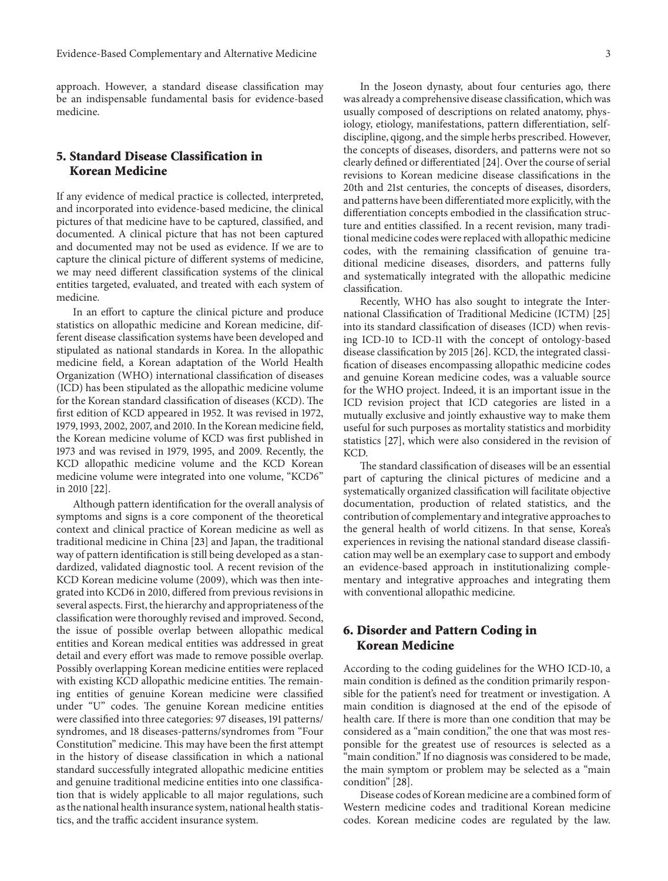approach. However, a standard disease classification may be an indispensable fundamental basis for evidence-based medicine.

## 5. Standard Disease Classification in Korean Medicine

If any evidence of medical practice is collected, interpreted, and incorporated into evidence-based medicine, the clinical pictures of that medicine have to be captured, classified, and documented. A clinical picture that has not been captured and documented may not be used as evidence. If we are to capture the clinical picture of different systems of medicine, we may need different classification systems of the clinical entities targeted, evaluated, and treated with each system of medicine.

In an effort to capture the clinical picture and produce statistics on allopathic medicine and Korean medicine, different disease classification systems have been developed and stipulated as national standards in Korea. In the allopathic medicine field, a Korean adaptation of the World Health Organization (WHO) international classification of diseases (ICD) has been stipulated as the allopathic medicine volume for the Korean standard classification of diseases (KCD). The first edition of KCD appeared in 1952. It was revised in 1972, 1979, 1993, 2002, 2007, and 2010. In the Korean medicine field, the Korean medicine volume of KCD was first published in 1973 and was revised in 1979, 1995, and 2009. Recently, the KCD allopathic medicine volume and the KCD Korean medicine volume were integrated into one volume, "KCD6" in 2010 [22].

Although pattern identification for the overall analysis of symptoms and signs is a core component of the theoretical context and clinical practice of Korean medicine as well as traditional medicine in China [23] and Japan, the traditional way of pattern identification is still being developed as a standardized, validated diagnostic tool. A recent revision of the KCD Korean medicine volume (2009), which was then integrated into KCD6 in 2010, differed from previous revisions in several aspects. First, the hierarchy and appropriateness of the classification were thoroughly revised and improved. Second, the issue of possible overlap between allopathic medical entities and Korean medical entities was addressed in great detail and every effort was made to remove possible overlap. Possibly overlapping Korean medicine entities were replaced with existing KCD allopathic medicine entities. The remaining entities of genuine Korean medicine were classified under "U" codes. The genuine Korean medicine entities were classified into three categories: 97 diseases, 191 patterns/syndromes, and 18 diseases-patterns/syndromes from "Four Constitution" medicine. This may have been the first attempt in the history of disease classification in which a national standard successfully integrated allopathic medicine entities and genuine traditional medicine entities into one classification that is widely applicable to all major regulations, such as the national health insurance system, national health statistics, and the traffic accident insurance system.

In the Joseon dynasty, about four centuries ago, there was already a comprehensive disease classification, which was usually composed of descriptions on related anatomy, physiology, etiology, manifestations, pattern differentiation, self-discipline, qigong, and the simple herbs prescribed. However, the concepts of diseases, disorders, and patterns were not so clearly defined or differentiated [24]. Over the course of serial revisions to Korean medicine disease classifications in the 20th and 21st centuries, the concepts of diseases, disorders, and patterns have been differentiated more explicitly, with the differentiation concepts embodied in the classification structure and entities classified. In a recent revision, many traditional medicine codes were replaced with allopathic medicine codes, with the remaining classification of genuine traditional medicine diseases, disorders, and patterns fully and systematically integrated with the allopathic medicine classification.

Recently, WHO has also sought to integrate the International Classification of Traditional Medicine (ICTM) [25] into its standard classification of diseases (ICD) when revising ICD-10 to ICD-11 with the concept of ontology-based disease classification by 2015 [26]. KCD, the integrated classification of diseases encompassing allopathic medicine codes and genuine Korean medicine codes, was a valuable source for the WHO project. Indeed, it is an important issue in the ICD revision project that ICD categories are listed in a mutually exclusive and jointly exhaustive way to make them useful for such purposes as mortality statistics and morbidity statistics [27], which were also considered in the revision of KCD.

The standard classification of diseases will be an essential part of capturing the clinical pictures of medicine and a systematically organized classification will facilitate objective documentation, production of related statistics, and the contribution of complementary and integrative approaches to the general health of world citizens. In that sense, Korea's experiences in revising the national standard disease classification may well be an exemplary case to support and embody an evidence-based approach in institutionalizing complementary and integrative approaches and integrating them with conventional allopathic medicine.

## 6. Disorder and Pattern Coding in Korean Medicine

According to the coding guidelines for the WHO ICD-10, a main condition is defined as the condition primarily responsible for the patient's need for treatment or investigation. A main condition is diagnosed at the end of the episode of health care. If there is more than one condition that may be considered as a "main condition," the one that was most responsible for the greatest use of resources is selected as a "main condition." If no diagnosis was considered to be made, the main symptom or problem may be selected as a "main condition" [28].

Disease codes of Korean medicine are a combined form of Western medicine codes and traditional Korean medicine codes. Korean medicine codes are regulated by the law.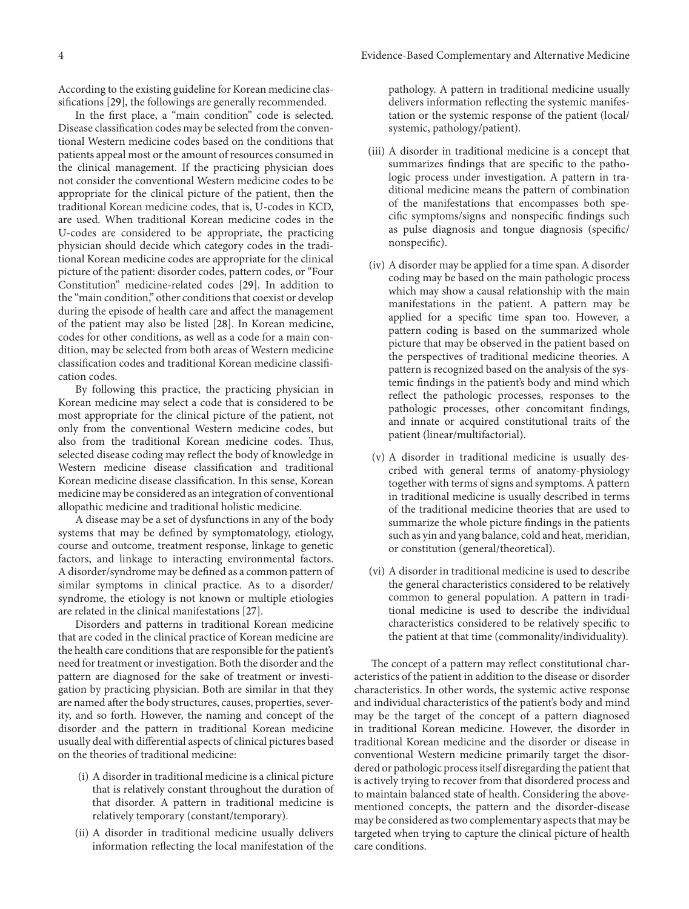According to the existing guideline for Korean medicine classifications [29], the followings are generally recommended.

In the first place, a "main condition" code is selected. Disease classification codes may be selected from the conventional Western medicine codes based on the conditions that patients appeal most or the amount of resources consumed in the clinical management. If the practicing physician does not consider the conventional Western medicine codes to be appropriate for the clinical picture of the patient, then the traditional Korean medicine codes, that is, U-codes in KCD, are used. When traditional Korean medicine codes in the U-codes are considered to be appropriate, the practicing physician should decide which category codes in the traditional Korean medicine codes are appropriate for the clinical picture of the patient: disorder codes, pattern codes, or "Four Constitution" medicine-related codes [29]. In addition to the "main condition," other conditions that coexist or develop during the episode of health care and affect the management of the patient may also be listed [28]. In Korean medicine, codes for other conditions, as well as a code for a main condition, may be selected from both areas of Western medicine classification codes and traditional Korean medicine classification codes.

By following this practice, the practicing physician in Korean medicine may select a code that is considered to be most appropriate for the clinical picture of the patient, not only from the conventional Western medicine codes, but also from the traditional Korean medicine codes. Thus, selected disease coding may reflect the body of knowledge in Western medicine disease classification and traditional Korean medicine disease classification. In this sense, Korean medicine may be considered as an integration of conventional allopathic medicine and traditional holistic medicine.

A disease may be a set of dysfunctions in any of the body systems that may be defined by symptomatology, etiology, course and outcome, treatment response, linkage to genetic factors, and linkage to interacting environmental factors. A disorder/syndrome may be defined as a common pattern of similar symptoms in clinical practice. As to a disorder/syndrome, the etiology is not known or multiple etiologies are related in the clinical manifestations [27].

Disorders and patterns in traditional Korean medicine that are coded in the clinical practice of Korean medicine are the health care conditions that are responsible for the patient's need for treatment or investigation. Both the disorder and the pattern are diagnosed for the sake of treatment or investigation by practicing physician. Both are similar in that they are named after the body structures, causes, properties, severity, and so forth. However, the naming and concept of the disorder and the pattern in traditional Korean medicine usually deal with differential aspects of clinical pictures based on the theories of traditional medicine:

(i) A disorder in traditional medicine is a clinical picture that is relatively constant throughout the duration of that disorder. A pattern in traditional medicine is relatively temporary (constant/temporary).

(ii) A disorder in traditional medicine usually delivers information reflecting the local manifestation of the pathology. A pattern in traditional medicine usually delivers information reflecting the systemic manifestation or the systemic response of the patient (local/systemic, pathology/patient).

(iii) A disorder in traditional medicine is a concept that summarizes findings that are specific to the pathologic process under investigation. A pattern in traditional medicine means the pattern of combination of the manifestations that encompasses both specific symptoms/signs and nonspecific findings such as pulse diagnosis and tongue diagnosis (specific/nonspecific).

(iv) A disorder may be applied for a time span. A disorder coding may be based on the main pathologic process which may show a causal relationship with the main manifestations in the patient. A pattern may be applied for a specific time span too. However, a pattern coding is based on the summarized whole picture that may be observed in the patient based on the perspectives of traditional medicine theories. A pattern is recognized based on the analysis of the systemic findings in the patient's body and mind which reflect the pathologic processes, responses to the pathologic processes, other concomitant findings, and innate or acquired constitutional traits of the patient (linear/multifactorial).

(v) A disorder in traditional medicine is usually described with general terms of anatomy-physiology together with terms of signs and symptoms. A pattern in traditional medicine is usually described in terms of the traditional medicine theories that are used to summarize the whole picture findings in the patients such as yin and yang balance, cold and heat, meridian, or constitution (general/theoretical).

(vi) A disorder in traditional medicine is used to describe the general characteristics considered to be relatively common to general population. A pattern in traditional medicine is used to describe the individual characteristics considered to be relatively specific to the patient at that time (commonality/individuality).

The concept of a pattern may reflect constitutional characteristics of the patient in addition to the disease or disorder characteristics. In other words, the systemic active response and individual characteristics of the patient's body and mind may be the target of the concept of a pattern diagnosed in traditional Korean medicine. However, the disorder in traditional Korean medicine and the disorder or disease in conventional Western medicine primarily target the disordered or pathologic process itself disregarding the patient that is actively trying to recover from that disordered process and to maintain balanced state of health. Considering the abovementioned concepts, the pattern and the disorder-disease may be considered as two complementary aspects that may be targeted when trying to capture the clinical picture of health care conditions.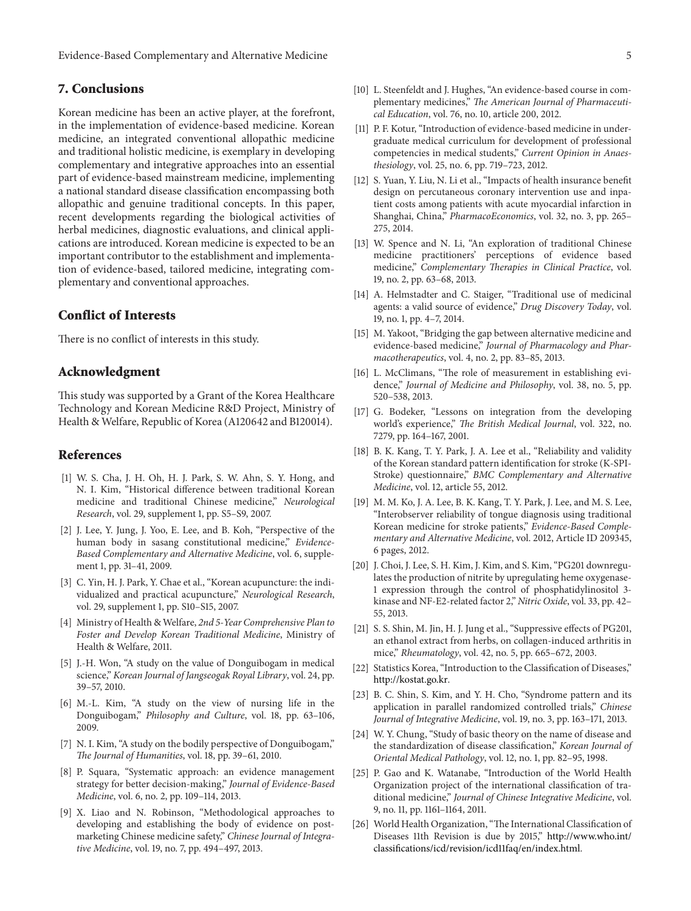## 7. Conclusions

Korean medicine has been an active player, at the forefront, in the implementation of evidence-based medicine. Korean medicine, an integrated conventional allopathic medicine and traditional holistic medicine, is exemplary in developing complementary and integrative approaches into an essential part of evidence-based mainstream medicine, implementing a national standard disease classification encompassing both allopathic and genuine traditional concepts. In this paper, recent developments regarding the biological activities of herbal medicines, diagnostic evaluations, and clinical applications are introduced. Korean medicine is expected to be an important contributor to the establishment and implementation of evidence-based, tailored medicine, integrating complementary and conventional approaches.

## Conflict of Interests

There is no conflict of interests in this study.

## Acknowledgment

This study was supported by a Grant of the Korea Healthcare Technology and Korean Medicine R&D Project, Ministry of Health & Welfare, Republic of Korea (A120642 and B120014).

## References

[1] W. S. Cha, J. H. Oh, H. J. Park, S. W. Ahn, S. Y. Hong, and N. I. Kim, "Historical difference between traditional Korean medicine and traditional Chinese medicine," *Neurological Research*, vol. 29, supplement 1, pp. S5–S9, 2007.

[2] J. Lee, Y. Jung, J. Yoo, E. Lee, and B. Koh, "Perspective of the human body in sasang constitutional medicine," *Evidence-Based Complementary and Alternative Medicine*, vol. 6, supplement 1, pp. 31–41, 2009.

[3] C. Yin, H. J. Park, Y. Chae et al., "Korean acupuncture: the individualized and practical acupuncture," *Neurological Research*, vol. 29, supplement 1, pp. S10–S15, 2007.

[4] Ministry of Health & Welfare, *2nd 5-Year Comprehensive Plan to Foster and Develop Korean Traditional Medicine*, Ministry of Health & Welfare, 2011.

[5] J.-H. Won, "A study on the value of Donguibogam in medical science," *Korean Journal of Jangseogak Royal Library*, vol. 24, pp. 39–57, 2010.

[6] M.-L. Kim, "A study on the view of nursing life in the Donguibogam," *Philosophy and Culture*, vol. 18, pp. 63–106, 2009.

[7] N. I. Kim, "A study on the bodily perspective of Donguibogam," *The Journal of Humanities*, vol. 18, pp. 39–61, 2010.

[8] P. Squara, "Systematic approach: an evidence management strategy for better decision-making," *Journal of Evidence-Based Medicine*, vol. 6, no. 2, pp. 109–114, 2013.

[9] X. Liao and N. Robinson, "Methodological approaches to developing and establishing the body of evidence on post-marketing Chinese medicine safety," *Chinese Journal of Integrative Medicine*, vol. 19, no. 7, pp. 494–497, 2013.

[10] L. Steenfeldt and J. Hughes, "An evidence-based course in complementary medicines," *The American Journal of Pharmaceutical Education*, vol. 76, no. 10, article 200, 2012.

[11] P. F. Kotur, "Introduction of evidence-based medicine in undergraduate medical curriculum for development of professional competencies in medical students," *Current Opinion in Anaesthesiology*, vol. 25, no. 6, pp. 719–723, 2012.

[12] S. Yuan, Y. Liu, N. Li et al., "Impacts of health insurance benefit design on percutaneous coronary intervention use and inpatient costs among patients with acute myocardial infarction in Shanghai, China," *PharmacoEconomics*, vol. 32, no. 3, pp. 265–275, 2014.

[13] W. Spence and N. Li, "An exploration of traditional Chinese medicine practitioners' perceptions of evidence based medicine," *Complementary Therapies in Clinical Practice*, vol. 19, no. 2, pp. 63–68, 2013.

[14] A. Helmstadter and C. Staiger, "Traditional use of medicinal agents: a valid source of evidence," *Drug Discovery Today*, vol. 19, no. 1, pp. 4–7, 2014.

[15] M. Yakoot, "Bridging the gap between alternative medicine and evidence-based medicine," *Journal of Pharmacology and Pharmacotherapeutics*, vol. 4, no. 2, pp. 83–85, 2013.

[16] L. McClimans, "The role of measurement in establishing evidence," *Journal of Medicine and Philosophy*, vol. 38, no. 5, pp. 520–538, 2013.

[17] G. Bodeker, "Lessons on integration from the developing world's experience," *The British Medical Journal*, vol. 322, no. 7279, pp. 164–167, 2001.

[18] B. K. Kang, T. Y. Park, J. A. Lee et al., "Reliability and validity of the Korean standard pattern identification for stroke (K-SPI-Stroke) questionnaire," *BMC Complementary and Alternative Medicine*, vol. 12, article 55, 2012.

[19] M. M. Ko, J. A. Lee, B. K. Kang, T. Y. Park, J. Lee, and M. S. Lee, "Interobserver reliability of tongue diagnosis using traditional Korean medicine for stroke patients," *Evidence-Based Complementary and Alternative Medicine*, vol. 2012, Article ID 209345, 6 pages, 2012.

[20] J. Choi, J. Lee, S. H. Kim, J. Kim, and S. Kim, "PG201 downregulates the production of nitrite by upregulating heme oxygenase-1 expression through the control of phosphatidylinositol 3-kinase and NF-E2-related factor 2," *Nitric Oxide*, vol. 33, pp. 42–55, 2013.

[21] S. S. Shin, M. Jin, H. J. Jung et al., "Suppressive effects of PG201, an ethanol extract from herbs, on collagen-induced arthritis in mice," *Rheumatology*, vol. 42, no. 5, pp. 665–672, 2003.

[22] Statistics Korea, "Introduction to the Classification of Diseases," http://kostat.go.kr.

[23] B. C. Shin, S. Kim, and Y. H. Cho, "Syndrome pattern and its application in parallel randomized controlled trials," *Chinese Journal of Integrative Medicine*, vol. 19, no. 3, pp. 163–171, 2013.

[24] W. Y. Chung, "Study of basic theory on the name of disease and the standardization of disease classification," *Korean Journal of Oriental Medical Pathology*, vol. 12, no. 1, pp. 82–95, 1998.

[25] P. Gao and K. Watanabe, "Introduction of the World Health Organization project of the international classification of traditional medicine," *Journal of Chinese Integrative Medicine*, vol. 9, no. 11, pp. 1161–1164, 2011.

[26] World Health Organization, "The International Classification of Diseases 11th Revision is due by 2015," http://www.who.int/classifications/icd/revision/icd11faq/en/index.html.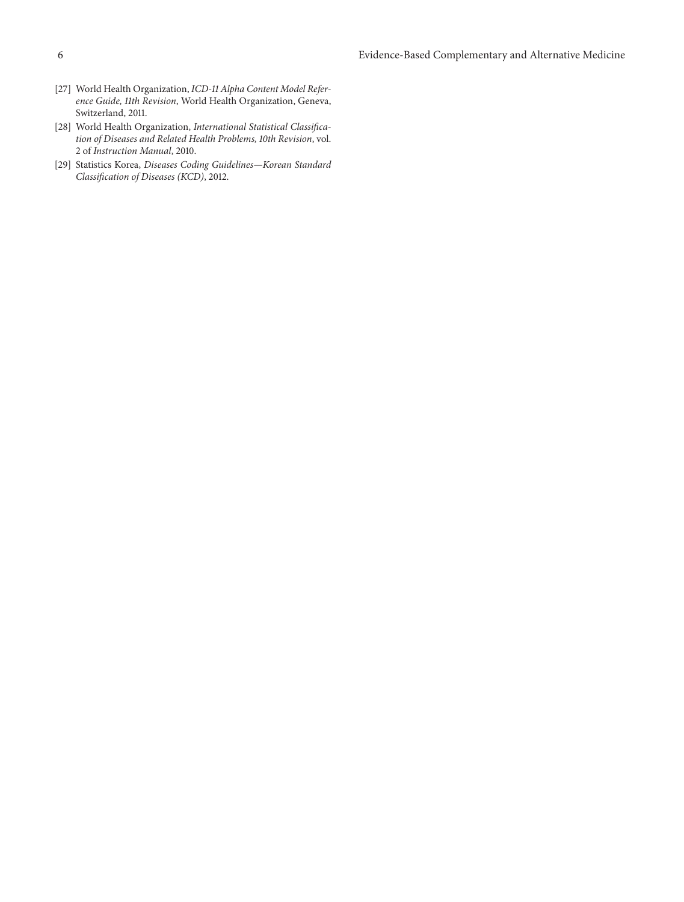[27] World Health Organization, *ICD-11 Alpha Content Model Reference Guide, 11th Revision*, World Health Organization, Geneva, Switzerland, 2011.

[28] World Health Organization, *International Statistical Classification of Diseases and Related Health Problems, 10th Revision*, vol. 2 of *Instruction Manual*, 2010.

[29] Statistics Korea, *Diseases Coding Guidelines—Korean Standard Classification of Diseases (KCD)*, 2012.